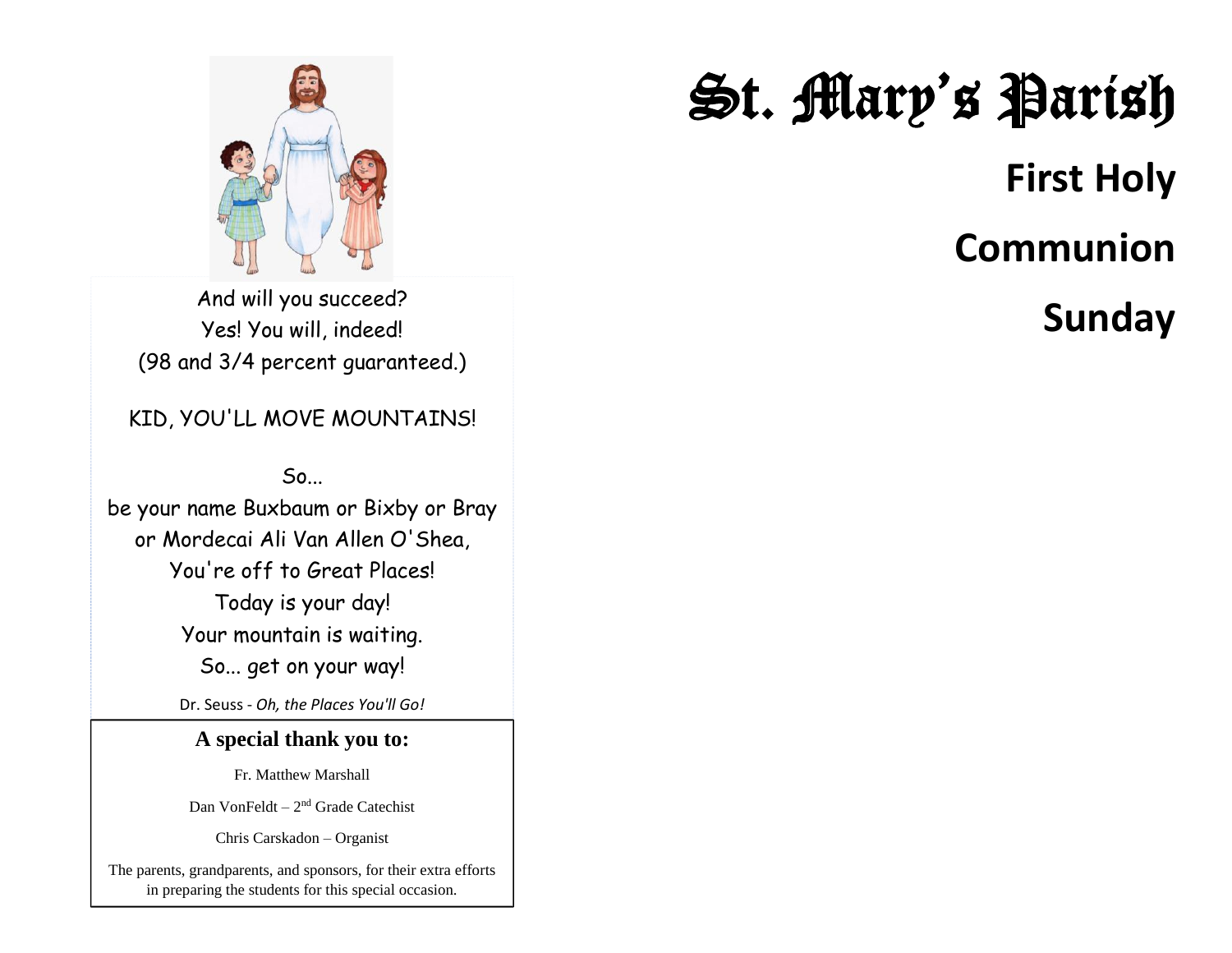And will you succeed?
Yes! You will, indeed!
(98 and 3/4 percent guaranteed.)

KID, YOU'LL MOVE MOUNTAINS!

So...
be your name Buxbaum or Bixby or Bray
or Mordecai Ali Van Allen O'Shea,
You're off to Great Places!
Today is your day!
Your mountain is waiting.
So... get on your way!

Dr. Seuss - *Oh, the Places You'll Go!*

**A special thank you to:**

Fr. Matthew Marshall

Dan VonFeldt – 2nd Grade Catechist

Chris Carskadon – Organist

The parents, grandparents, and sponsors, for their extra efforts in preparing the students for this special occasion.

# St. Mary's Parish

## First Holy Communion Sunday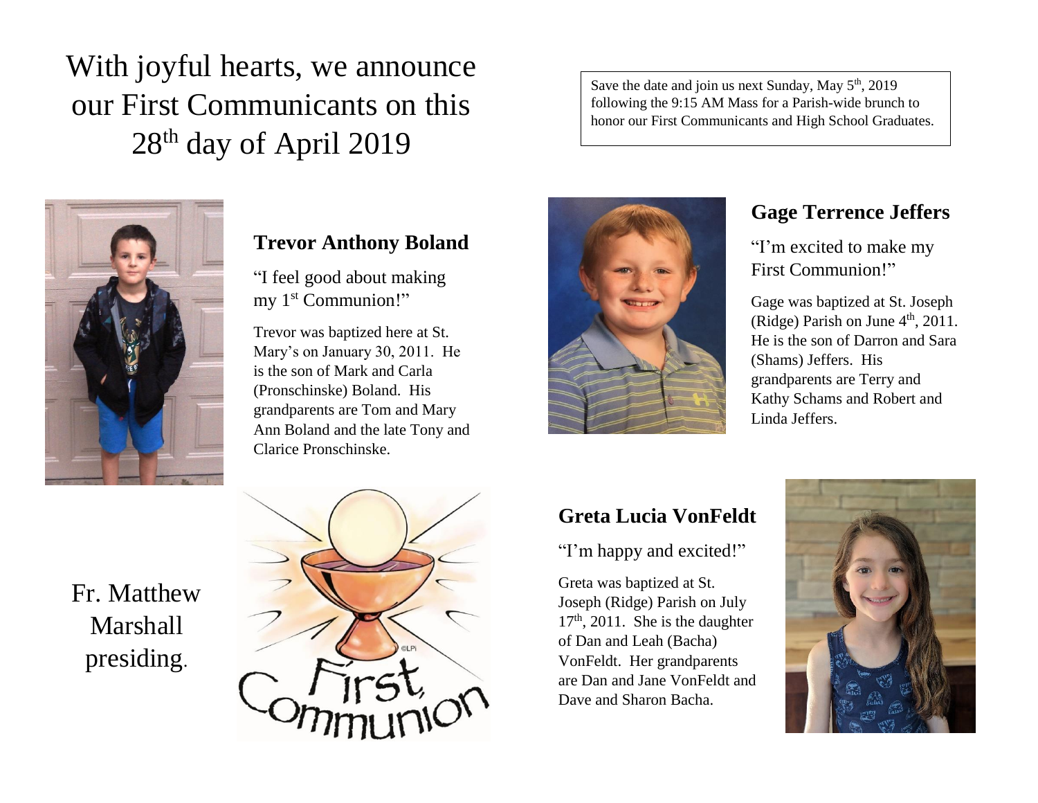# With joyful hearts, we announce our First Communicants on this 28th day of April 2019

Save the date and join us next Sunday, May 5th, 2019 following the 9:15 AM Mass for a Parish-wide brunch to honor our First Communicants and High School Graduates.

## Trevor Anthony Boland

"I feel good about making my 1st Communion!"

Trevor was baptized here at St. Mary's on January 30, 2011. He is the son of Mark and Carla (Pronschinske) Boland. His grandparents are Tom and Mary Ann Boland and the late Tony and Clarice Pronschinske.

## Gage Terrence Jeffers

"I'm excited to make my First Communion!"

Gage was baptized at St. Joseph (Ridge) Parish on June 4th, 2011. He is the son of Darron and Sara (Shams) Jeffers. His grandparents are Terry and Kathy Schams and Robert and Linda Jeffers.

Fr. Matthew Marshall presiding.

## Greta Lucia VonFeldt

"I'm happy and excited!"

Greta was baptized at St. Joseph (Ridge) Parish on July 17th, 2011. She is the daughter of Dan and Leah (Bacha) VonFeldt. Her grandparents are Dan and Jane VonFeldt and Dave and Sharon Bacha.